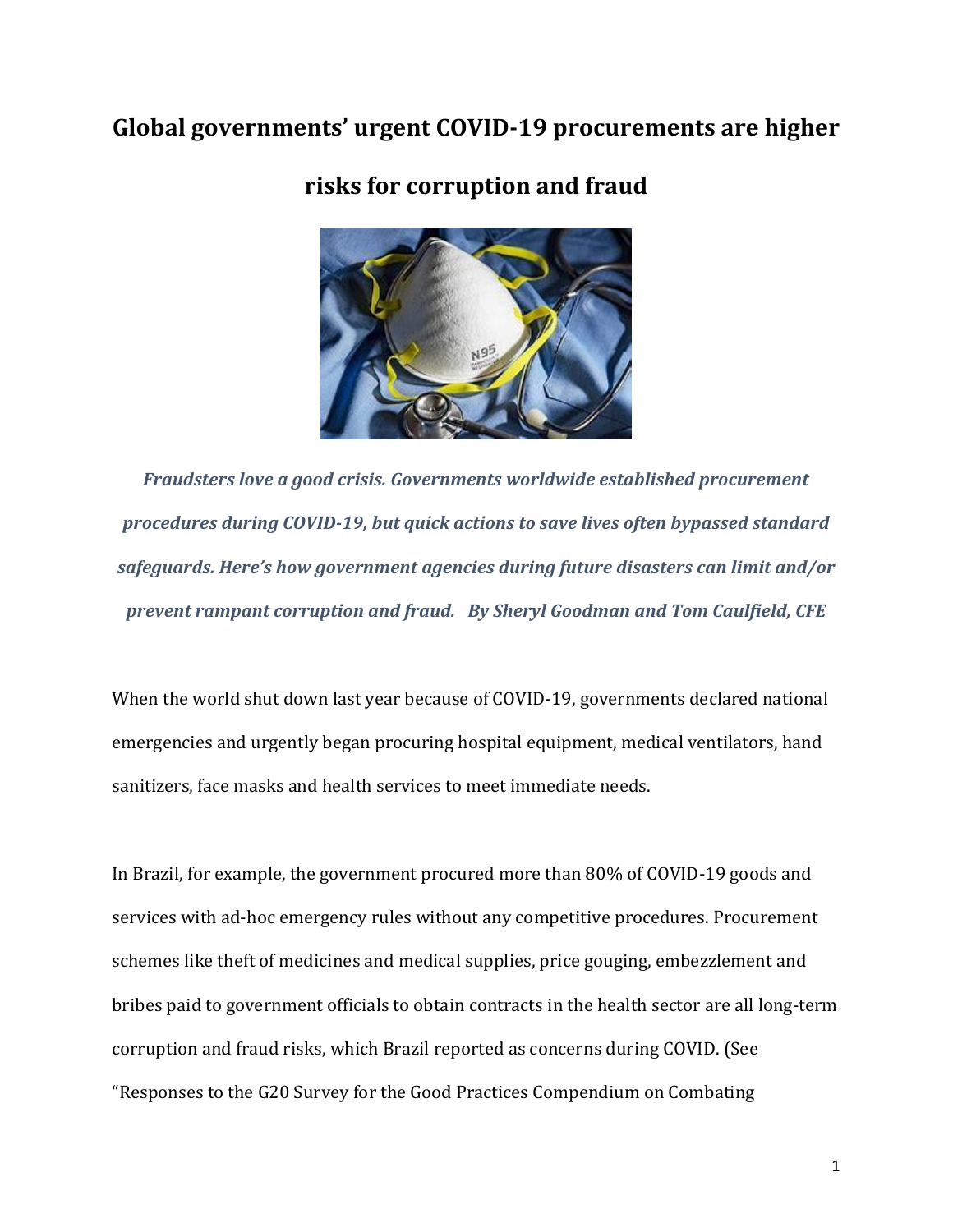# Global governments' urgent COVID-19 procurements are higher risks for corruption and fraud

***Fraudsters love a good crisis. Governments worldwide established procurement procedures during COVID-19, but quick actions to save lives often bypassed standard safeguards. Here's how government agencies during future disasters can limit and/or prevent rampant corruption and fraud. By Sheryl Goodman and Tom Caulfield, CFE***

When the world shut down last year because of COVID-19, governments declared national emergencies and urgently began procuring hospital equipment, medical ventilators, hand sanitizers, face masks and health services to meet immediate needs.

In Brazil, for example, the government procured more than 80% of COVID-19 goods and services with ad-hoc emergency rules without any competitive procedures. Procurement schemes like theft of medicines and medical supplies, price gouging, embezzlement and bribes paid to government officials to obtain contracts in the health sector are all long-term corruption and fraud risks, which Brazil reported as concerns during COVID. (See "Responses to the G20 Survey for the Good Practices Compendium on Combating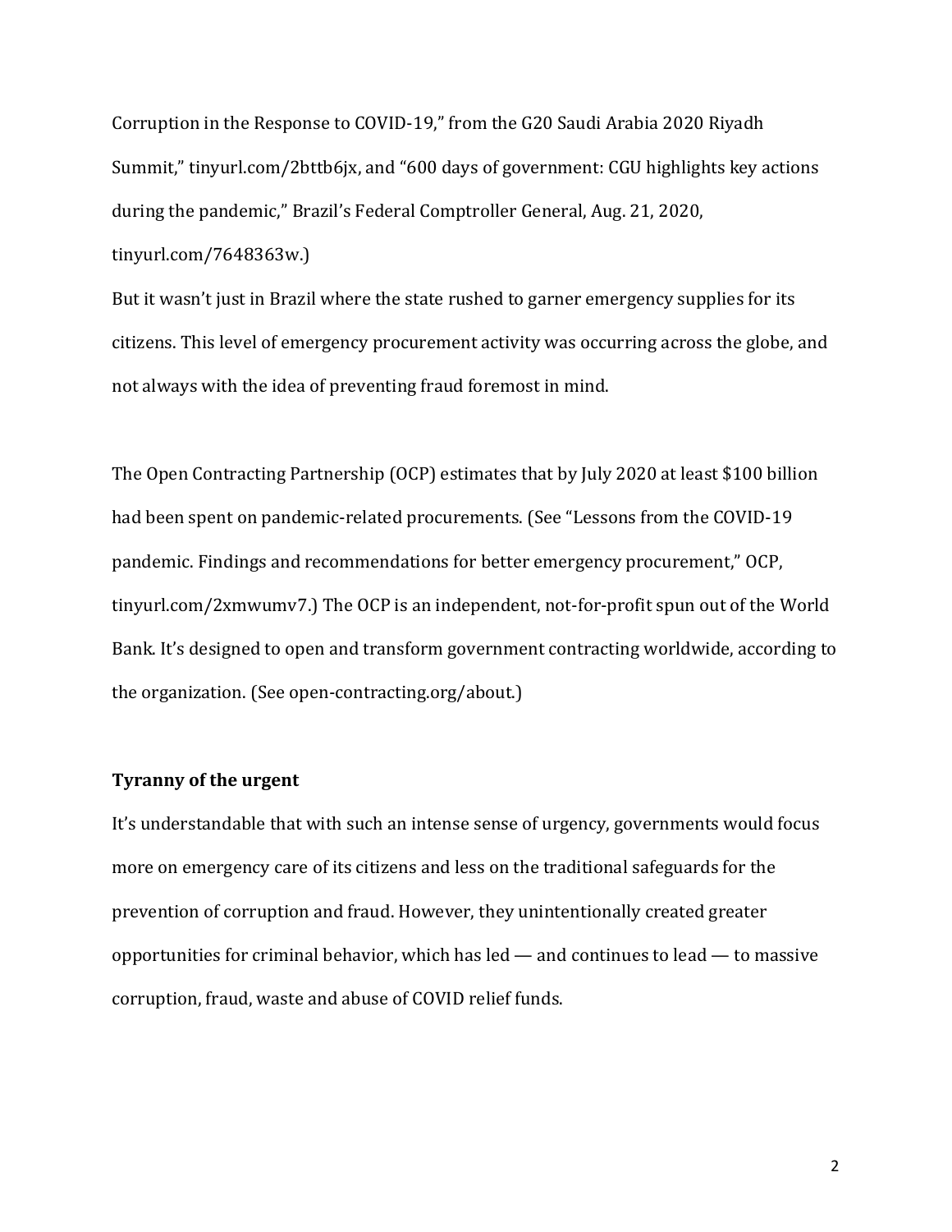Corruption in the Response to COVID-19," from the G20 Saudi Arabia 2020 Riyadh Summit," tinyurl.com/2bttb6jx, and "600 days of government: CGU highlights key actions during the pandemic," Brazil's Federal Comptroller General, Aug. 21, 2020, tinyurl.com/7648363w.)

But it wasn't just in Brazil where the state rushed to garner emergency supplies for its citizens. This level of emergency procurement activity was occurring across the globe, and not always with the idea of preventing fraud foremost in mind.

The Open Contracting Partnership (OCP) estimates that by July 2020 at least $100 billion had been spent on pandemic-related procurements. (See "Lessons from the COVID-19 pandemic. Findings and recommendations for better emergency procurement," OCP, tinyurl.com/2xmwumv7.) The OCP is an independent, not-for-profit spun out of the World Bank. It's designed to open and transform government contracting worldwide, according to the organization. (See open-contracting.org/about.)

**Tyranny of the urgent**

It's understandable that with such an intense sense of urgency, governments would focus more on emergency care of its citizens and less on the traditional safeguards for the prevention of corruption and fraud. However, they unintentionally created greater opportunities for criminal behavior, which has led — and continues to lead — to massive corruption, fraud, waste and abuse of COVID relief funds.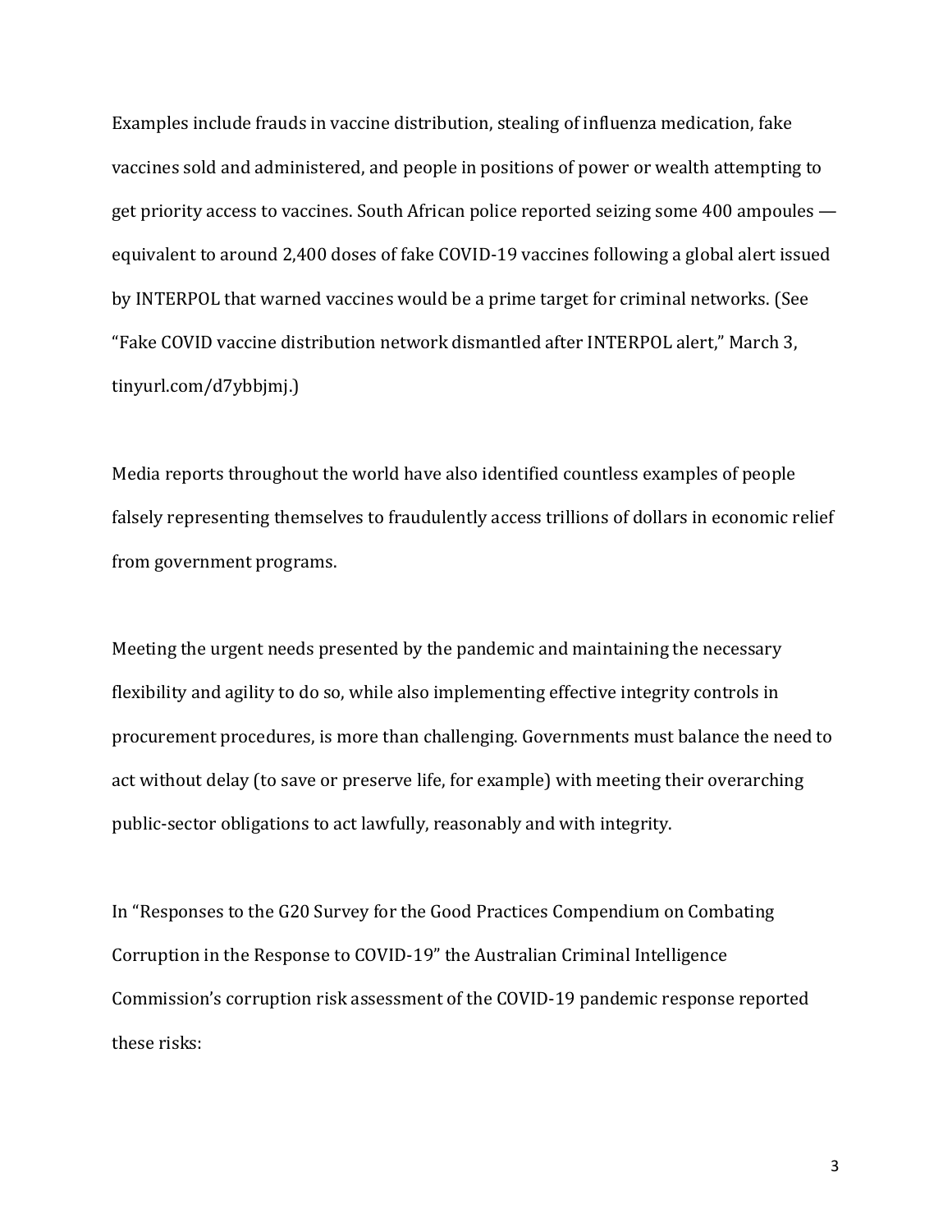Examples include frauds in vaccine distribution, stealing of influenza medication, fake vaccines sold and administered, and people in positions of power or wealth attempting to get priority access to vaccines. South African police reported seizing some 400 ampoules — equivalent to around 2,400 doses of fake COVID-19 vaccines following a global alert issued by INTERPOL that warned vaccines would be a prime target for criminal networks. (See "Fake COVID vaccine distribution network dismantled after INTERPOL alert," March 3, tinyurl.com/d7ybbjmj.)

Media reports throughout the world have also identified countless examples of people falsely representing themselves to fraudulently access trillions of dollars in economic relief from government programs.

Meeting the urgent needs presented by the pandemic and maintaining the necessary flexibility and agility to do so, while also implementing effective integrity controls in procurement procedures, is more than challenging. Governments must balance the need to act without delay (to save or preserve life, for example) with meeting their overarching public-sector obligations to act lawfully, reasonably and with integrity.

In "Responses to the G20 Survey for the Good Practices Compendium on Combating Corruption in the Response to COVID-19" the Australian Criminal Intelligence Commission's corruption risk assessment of the COVID-19 pandemic response reported these risks: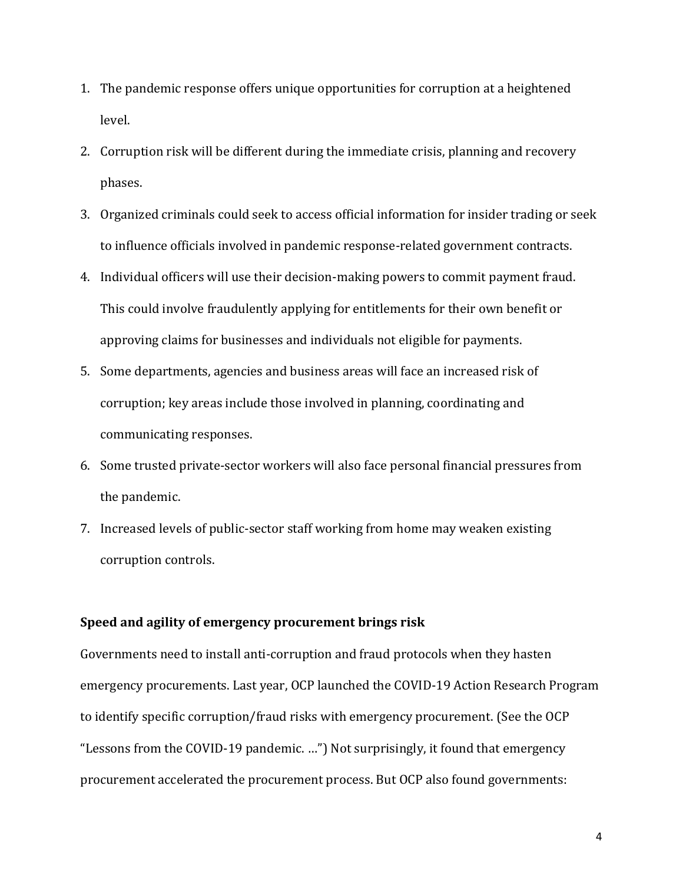1. The pandemic response offers unique opportunities for corruption at a heightened level.
2. Corruption risk will be different during the immediate crisis, planning and recovery phases.
3. Organized criminals could seek to access official information for insider trading or seek to influence officials involved in pandemic response-related government contracts.
4. Individual officers will use their decision-making powers to commit payment fraud. This could involve fraudulently applying for entitlements for their own benefit or approving claims for businesses and individuals not eligible for payments.
5. Some departments, agencies and business areas will face an increased risk of corruption; key areas include those involved in planning, coordinating and communicating responses.
6. Some trusted private-sector workers will also face personal financial pressures from the pandemic.
7. Increased levels of public-sector staff working from home may weaken existing corruption controls.

**Speed and agility of emergency procurement brings risk**

Governments need to install anti-corruption and fraud protocols when they hasten emergency procurements. Last year, OCP launched the COVID-19 Action Research Program to identify specific corruption/fraud risks with emergency procurement. (See the OCP "Lessons from the COVID-19 pandemic. …") Not surprisingly, it found that emergency procurement accelerated the procurement process. But OCP also found governments: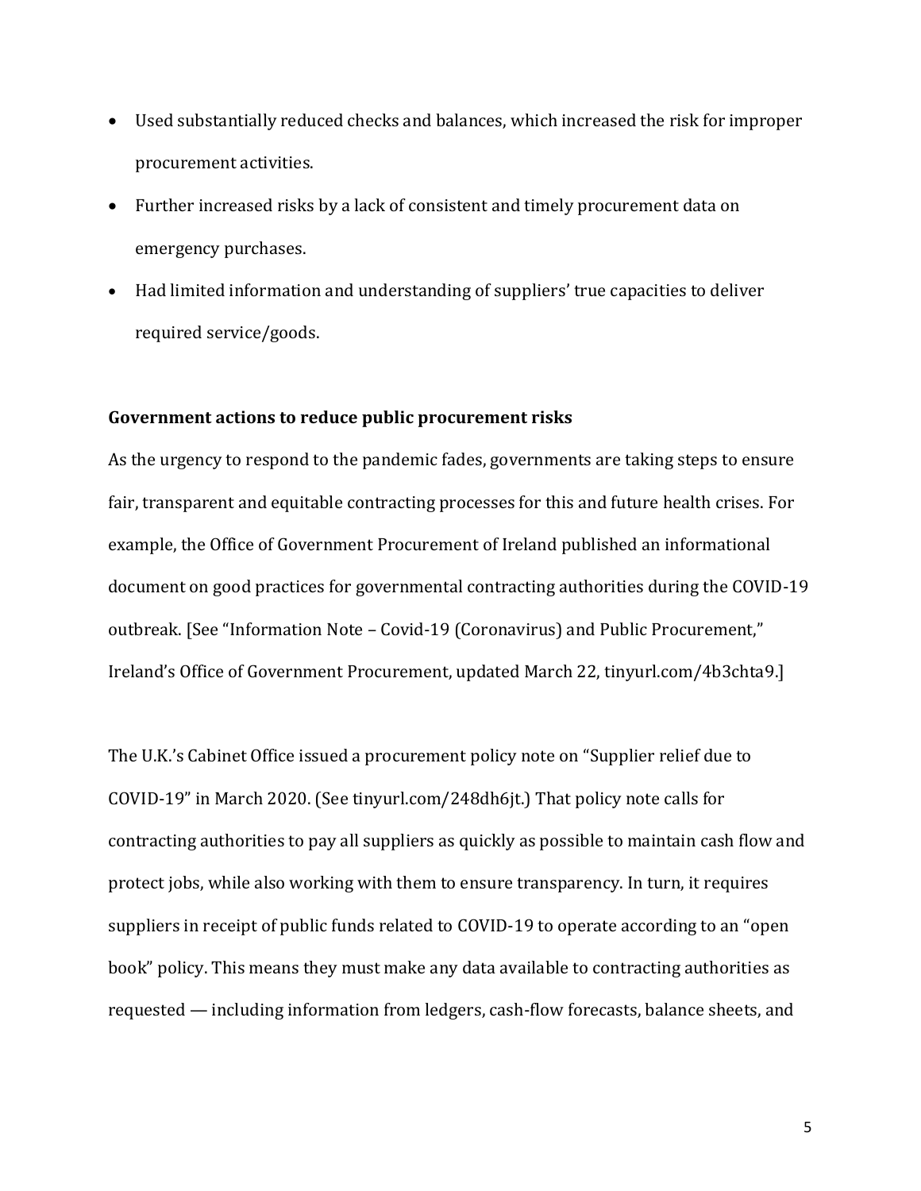- Used substantially reduced checks and balances, which increased the risk for improper procurement activities.
- Further increased risks by a lack of consistent and timely procurement data on emergency purchases.
- Had limited information and understanding of suppliers' true capacities to deliver required service/goods.

**Government actions to reduce public procurement risks**

As the urgency to respond to the pandemic fades, governments are taking steps to ensure fair, transparent and equitable contracting processes for this and future health crises. For example, the Office of Government Procurement of Ireland published an informational document on good practices for governmental contracting authorities during the COVID-19 outbreak. [See "Information Note – Covid-19 (Coronavirus) and Public Procurement," Ireland's Office of Government Procurement, updated March 22, tinyurl.com/4b3chta9.]

The U.K.'s Cabinet Office issued a procurement policy note on "Supplier relief due to COVID-19" in March 2020. (See tinyurl.com/248dh6jt.) That policy note calls for contracting authorities to pay all suppliers as quickly as possible to maintain cash flow and protect jobs, while also working with them to ensure transparency. In turn, it requires suppliers in receipt of public funds related to COVID-19 to operate according to an "open book" policy. This means they must make any data available to contracting authorities as requested — including information from ledgers, cash-flow forecasts, balance sheets, and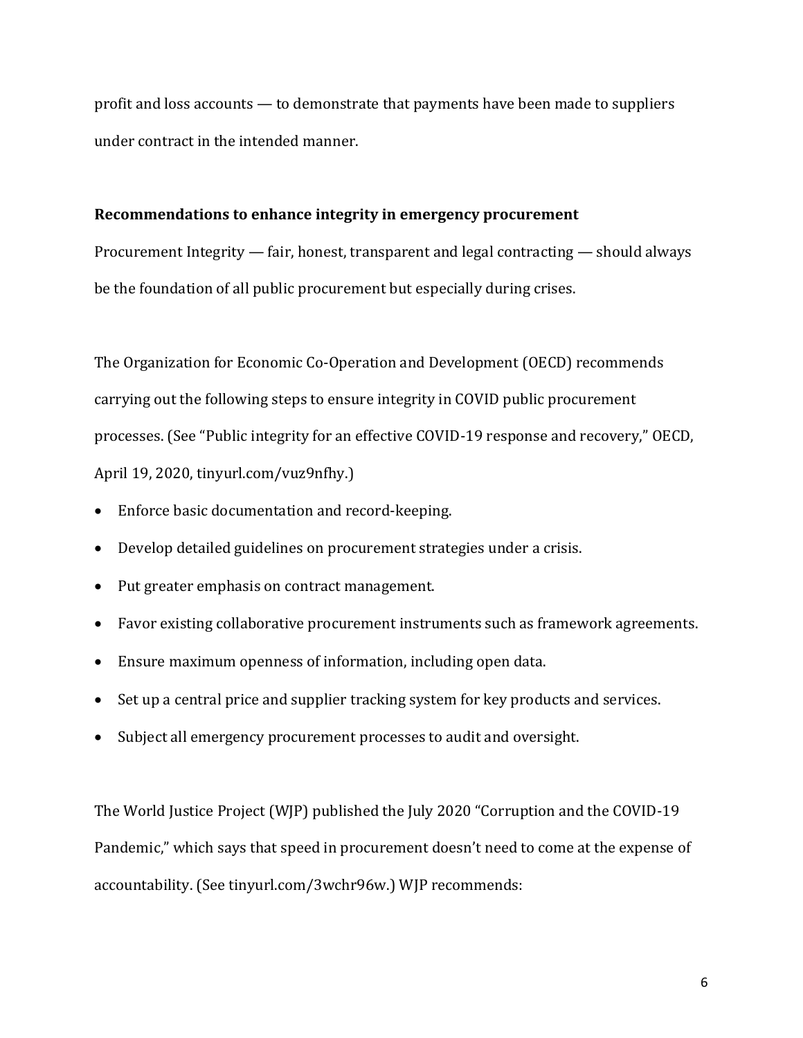profit and loss accounts — to demonstrate that payments have been made to suppliers under contract in the intended manner.

**Recommendations to enhance integrity in emergency procurement**

Procurement Integrity — fair, honest, transparent and legal contracting — should always be the foundation of all public procurement but especially during crises.

The Organization for Economic Co-Operation and Development (OECD) recommends carrying out the following steps to ensure integrity in COVID public procurement processes. (See "Public integrity for an effective COVID-19 response and recovery," OECD, April 19, 2020, tinyurl.com/vuz9nfhy.)

- Enforce basic documentation and record-keeping.
- Develop detailed guidelines on procurement strategies under a crisis.
- Put greater emphasis on contract management.
- Favor existing collaborative procurement instruments such as framework agreements.
- Ensure maximum openness of information, including open data.
- Set up a central price and supplier tracking system for key products and services.
- Subject all emergency procurement processes to audit and oversight.

The World Justice Project (WJP) published the July 2020 "Corruption and the COVID-19 Pandemic," which says that speed in procurement doesn't need to come at the expense of accountability. (See tinyurl.com/3wchr96w.) WJP recommends: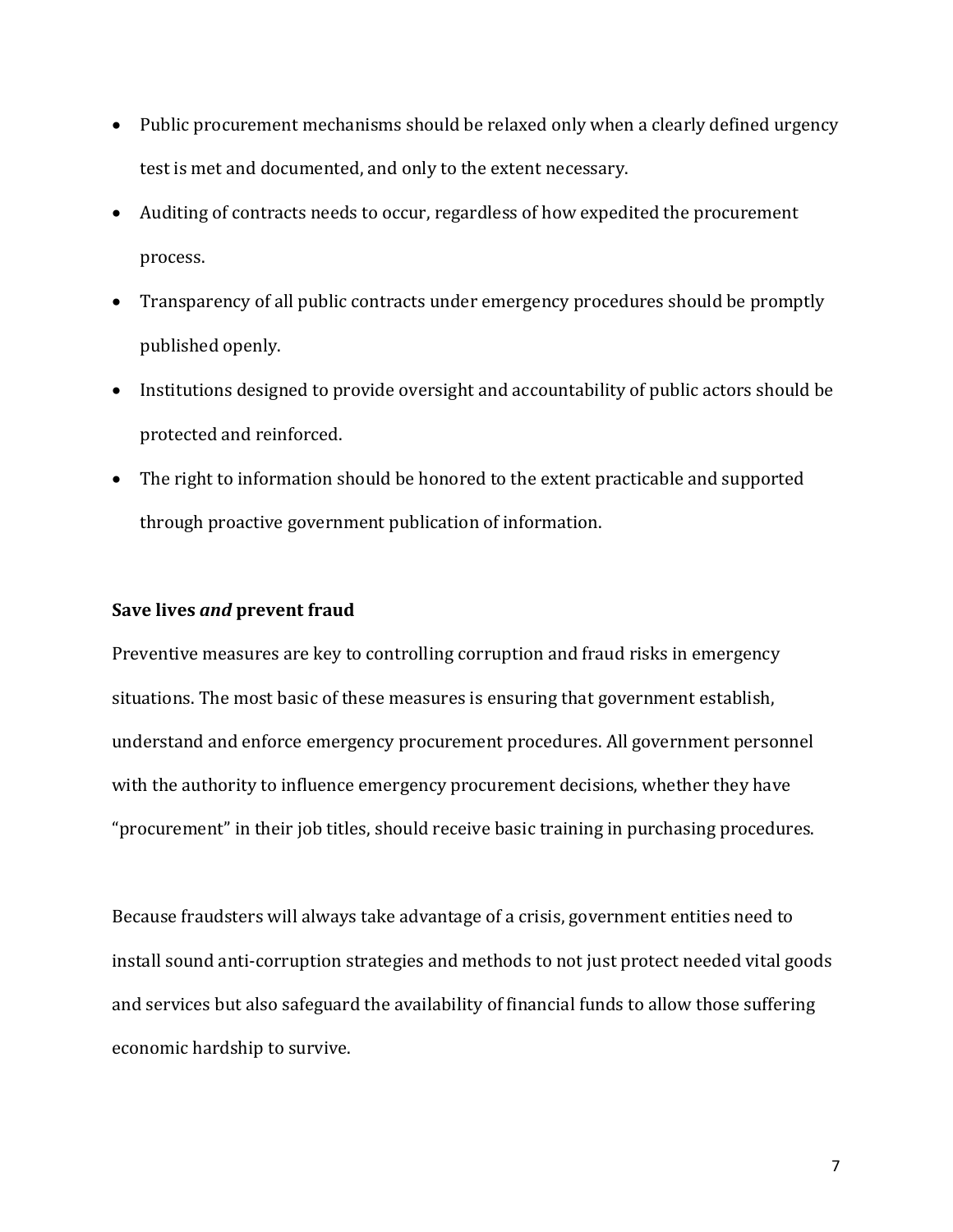- Public procurement mechanisms should be relaxed only when a clearly defined urgency test is met and documented, and only to the extent necessary.
- Auditing of contracts needs to occur, regardless of how expedited the procurement process.
- Transparency of all public contracts under emergency procedures should be promptly published openly.
- Institutions designed to provide oversight and accountability of public actors should be protected and reinforced.
- The right to information should be honored to the extent practicable and supported through proactive government publication of information.

**Save lives *and* prevent fraud**

Preventive measures are key to controlling corruption and fraud risks in emergency situations. The most basic of these measures is ensuring that government establish, understand and enforce emergency procurement procedures. All government personnel with the authority to influence emergency procurement decisions, whether they have "procurement" in their job titles, should receive basic training in purchasing procedures.

Because fraudsters will always take advantage of a crisis, government entities need to install sound anti-corruption strategies and methods to not just protect needed vital goods and services but also safeguard the availability of financial funds to allow those suffering economic hardship to survive.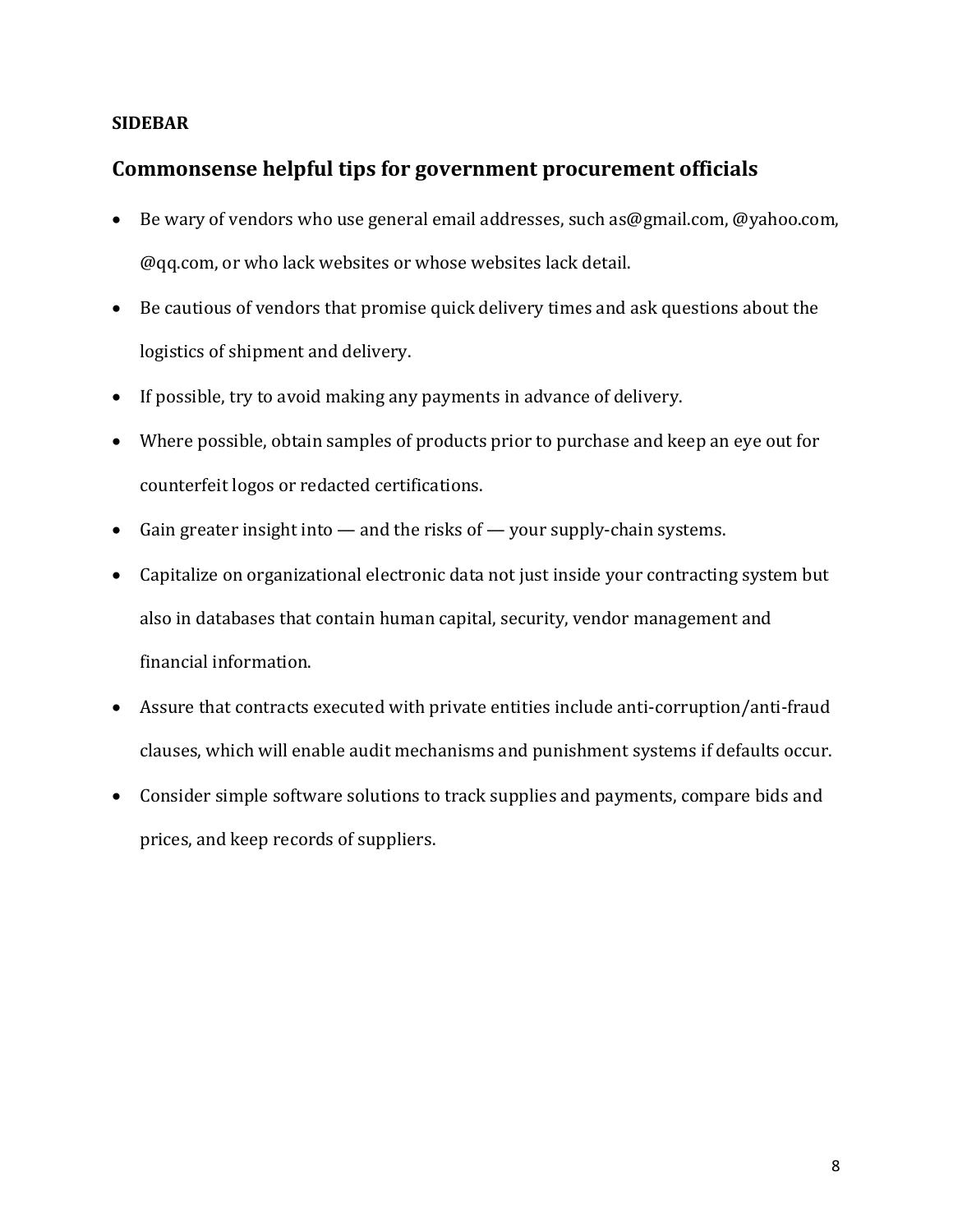**SIDEBAR**

## Commonsense helpful tips for government procurement officials

- Be wary of vendors who use general email addresses, such as@gmail.com, @yahoo.com, @qq.com, or who lack websites or whose websites lack detail.
- Be cautious of vendors that promise quick delivery times and ask questions about the logistics of shipment and delivery.
- If possible, try to avoid making any payments in advance of delivery.
- Where possible, obtain samples of products prior to purchase and keep an eye out for counterfeit logos or redacted certifications.
- Gain greater insight into — and the risks of — your supply-chain systems.
- Capitalize on organizational electronic data not just inside your contracting system but also in databases that contain human capital, security, vendor management and financial information.
- Assure that contracts executed with private entities include anti-corruption/anti-fraud clauses, which will enable audit mechanisms and punishment systems if defaults occur.
- Consider simple software solutions to track supplies and payments, compare bids and prices, and keep records of suppliers.